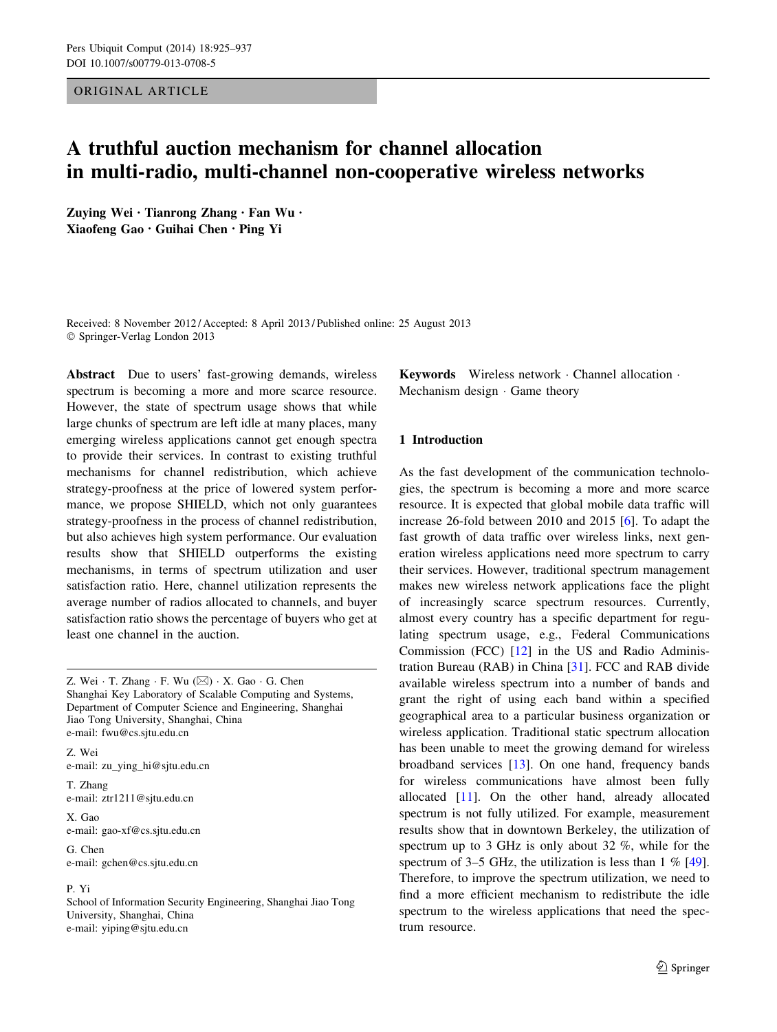ORIGINAL ARTICLE

# A truthful auction mechanism for channel allocation in multi-radio, multi-channel non-cooperative wireless networks

**Zuying Wei · Tianrong Zhang · Fan Wu · Xiaofeng Gao · Guihai Chen · Ping Yi**

Received: 8 November 2012 / Accepted: 8 April 2013 / Published online: 25 August 2013
© Springer-Verlag London 2013

**Abstract** Due to users' fast-growing demands, wireless spectrum is becoming a more and more scarce resource. However, the state of spectrum usage shows that while large chunks of spectrum are left idle at many places, many emerging wireless applications cannot get enough spectra to provide their services. In contrast to existing truthful mechanisms for channel redistribution, which achieve strategy-proofness at the price of lowered system performance, we propose SHIELD, which not only guarantees strategy-proofness in the process of channel redistribution, but also achieves high system performance. Our evaluation results show that SHIELD outperforms the existing mechanisms, in terms of spectrum utilization and user satisfaction ratio. Here, channel utilization represents the average number of radios allocated to channels, and buyer satisfaction ratio shows the percentage of buyers who get at least one channel in the auction.

**Keywords** Wireless network · Channel allocation · Mechanism design · Game theory

Z. Wei · T. Zhang · F. Wu (✉) · X. Gao · G. Chen
Shanghai Key Laboratory of Scalable Computing and Systems, Department of Computer Science and Engineering, Shanghai Jiao Tong University, Shanghai, China
e-mail: fwu@cs.sjtu.edu.cn

Z. Wei
e-mail: zu_ying_hi@sjtu.edu.cn

T. Zhang
e-mail: ztr1211@sjtu.edu.cn

X. Gao
e-mail: gao-xf@cs.sjtu.edu.cn

G. Chen
e-mail: gchen@cs.sjtu.edu.cn

P. Yi
School of Information Security Engineering, Shanghai Jiao Tong University, Shanghai, China
e-mail: yiping@sjtu.edu.cn

## 1 Introduction

As the fast development of the communication technologies, the spectrum is becoming a more and more scarce resource. It is expected that global mobile data traffic will increase 26-fold between 2010 and 2015 [6]. To adapt the fast growth of data traffic over wireless links, next generation wireless applications need more spectrum to carry their services. However, traditional spectrum management makes new wireless network applications face the plight of increasingly scarce spectrum resources. Currently, almost every country has a specific department for regulating spectrum usage, e.g., Federal Communications Commission (FCC) [12] in the US and Radio Administration Bureau (RAB) in China [31]. FCC and RAB divide available wireless spectrum into a number of bands and grant the right of using each band within a specified geographical area to a particular business organization or wireless application. Traditional static spectrum allocation has been unable to meet the growing demand for wireless broadband services [13]. On one hand, frequency bands for wireless communications have almost been fully allocated [11]. On the other hand, already allocated spectrum is not fully utilized. For example, measurement results show that in downtown Berkeley, the utilization of spectrum up to 3 GHz is only about 32 %, while for the spectrum of 3–5 GHz, the utilization is less than 1 % [49]. Therefore, to improve the spectrum utilization, we need to find a more efficient mechanism to redistribute the idle spectrum to the wireless applications that need the spectrum resource.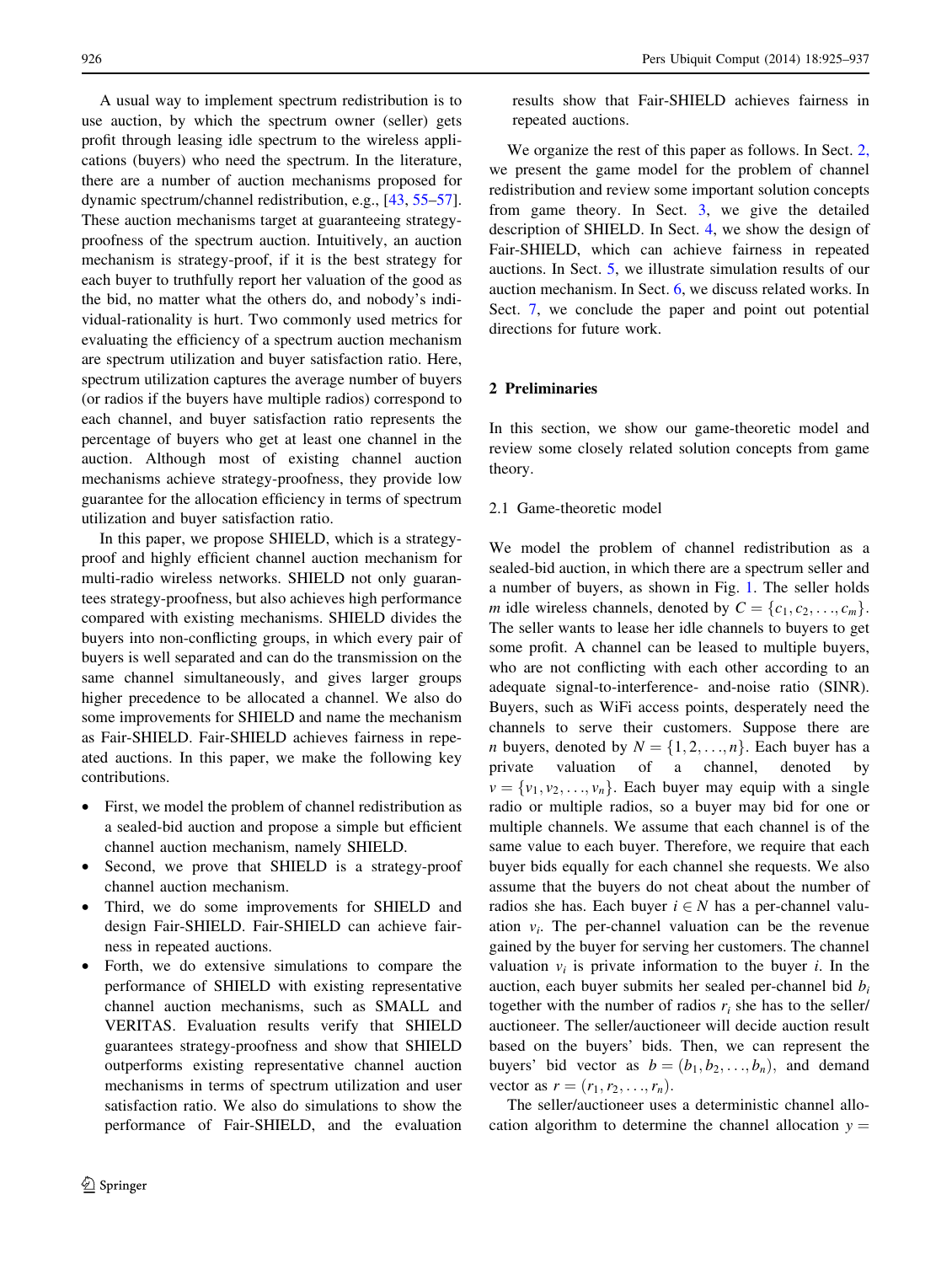A usual way to implement spectrum redistribution is to use auction, by which the spectrum owner (seller) gets profit through leasing idle spectrum to the wireless applications (buyers) who need the spectrum. In the literature, there are a number of auction mechanisms proposed for dynamic spectrum/channel redistribution, e.g., [43, 55–57]. These auction mechanisms target at guaranteeing strategy-proofness of the spectrum auction. Intuitively, an auction mechanism is strategy-proof, if it is the best strategy for each buyer to truthfully report her valuation of the good as the bid, no matter what the others do, and nobody's individual-rationality is hurt. Two commonly used metrics for evaluating the efficiency of a spectrum auction mechanism are spectrum utilization and buyer satisfaction ratio. Here, spectrum utilization captures the average number of buyers (or radios if the buyers have multiple radios) correspond to each channel, and buyer satisfaction ratio represents the percentage of buyers who get at least one channel in the auction. Although most of existing channel auction mechanisms achieve strategy-proofness, they provide low guarantee for the allocation efficiency in terms of spectrum utilization and buyer satisfaction ratio.

In this paper, we propose SHIELD, which is a strategy-proof and highly efficient channel auction mechanism for multi-radio wireless networks. SHIELD not only guarantees strategy-proofness, but also achieves high performance compared with existing mechanisms. SHIELD divides the buyers into non-conflicting groups, in which every pair of buyers is well separated and can do the transmission on the same channel simultaneously, and gives larger groups higher precedence to be allocated a channel. We also do some improvements for SHIELD and name the mechanism as Fair-SHIELD. Fair-SHIELD achieves fairness in repeated auctions. In this paper, we make the following key contributions.

- First, we model the problem of channel redistribution as a sealed-bid auction and propose a simple but efficient channel auction mechanism, namely SHIELD.
- Second, we prove that SHIELD is a strategy-proof channel auction mechanism.
- Third, we do some improvements for SHIELD and design Fair-SHIELD. Fair-SHIELD can achieve fairness in repeated auctions.
- Forth, we do extensive simulations to compare the performance of SHIELD with existing representative channel auction mechanisms, such as SMALL and VERITAS. Evaluation results verify that SHIELD guarantees strategy-proofness and show that SHIELD outperforms existing representative channel auction mechanisms in terms of spectrum utilization and user satisfaction ratio. We also do simulations to show the performance of Fair-SHIELD, and the evaluation results show that Fair-SHIELD achieves fairness in repeated auctions.

We organize the rest of this paper as follows. In Sect. 2, we present the game model for the problem of channel redistribution and review some important solution concepts from game theory. In Sect. 3, we give the detailed description of SHIELD. In Sect. 4, we show the design of Fair-SHIELD, which can achieve fairness in repeated auctions. In Sect. 5, we illustrate simulation results of our auction mechanism. In Sect. 6, we discuss related works. In Sect. 7, we conclude the paper and point out potential directions for future work.

## 2 Preliminaries

In this section, we show our game-theoretic model and review some closely related solution concepts from game theory.

### 2.1 Game-theoretic model

We model the problem of channel redistribution as a sealed-bid auction, in which there are a spectrum seller and a number of buyers, as shown in Fig. 1. The seller holds $m$ idle wireless channels, denoted by $C = \{c_1, c_2, \ldots, c_m\}$. The seller wants to lease her idle channels to buyers to get some profit. A channel can be leased to multiple buyers, who are not conflicting with each other according to an adequate signal-to-interference- and-noise ratio (SINR). Buyers, such as WiFi access points, desperately need the channels to serve their customers. Suppose there are $n$ buyers, denoted by $N = \{1, 2, \ldots, n\}$. Each buyer has a private valuation of a channel, denoted by $v = \{v_1, v_2, \ldots, v_n\}$. Each buyer may equip with a single radio or multiple radios, so a buyer may bid for one or multiple channels. We assume that each channel is of the same value to each buyer. Therefore, we require that each buyer bids equally for each channel she requests. We also assume that the buyers do not cheat about the number of radios she has. Each buyer $i \in N$ has a per-channel valuation $v_i$. The per-channel valuation can be the revenue gained by the buyer for serving her customers. The channel valuation $v_i$ is private information to the buyer $i$. In the auction, each buyer submits her sealed per-channel bid $b_i$ together with the number of radios $r_i$ she has to the seller/auctioneer. The seller/auctioneer will decide auction result based on the buyers' bids. Then, we can represent the buyers' bid vector as $b = (b_1, b_2, \ldots, b_n)$, and demand vector as $r = (r_1, r_2, \ldots, r_n)$.

The seller/auctioneer uses a deterministic channel allocation algorithm to determine the channel allocation $y =$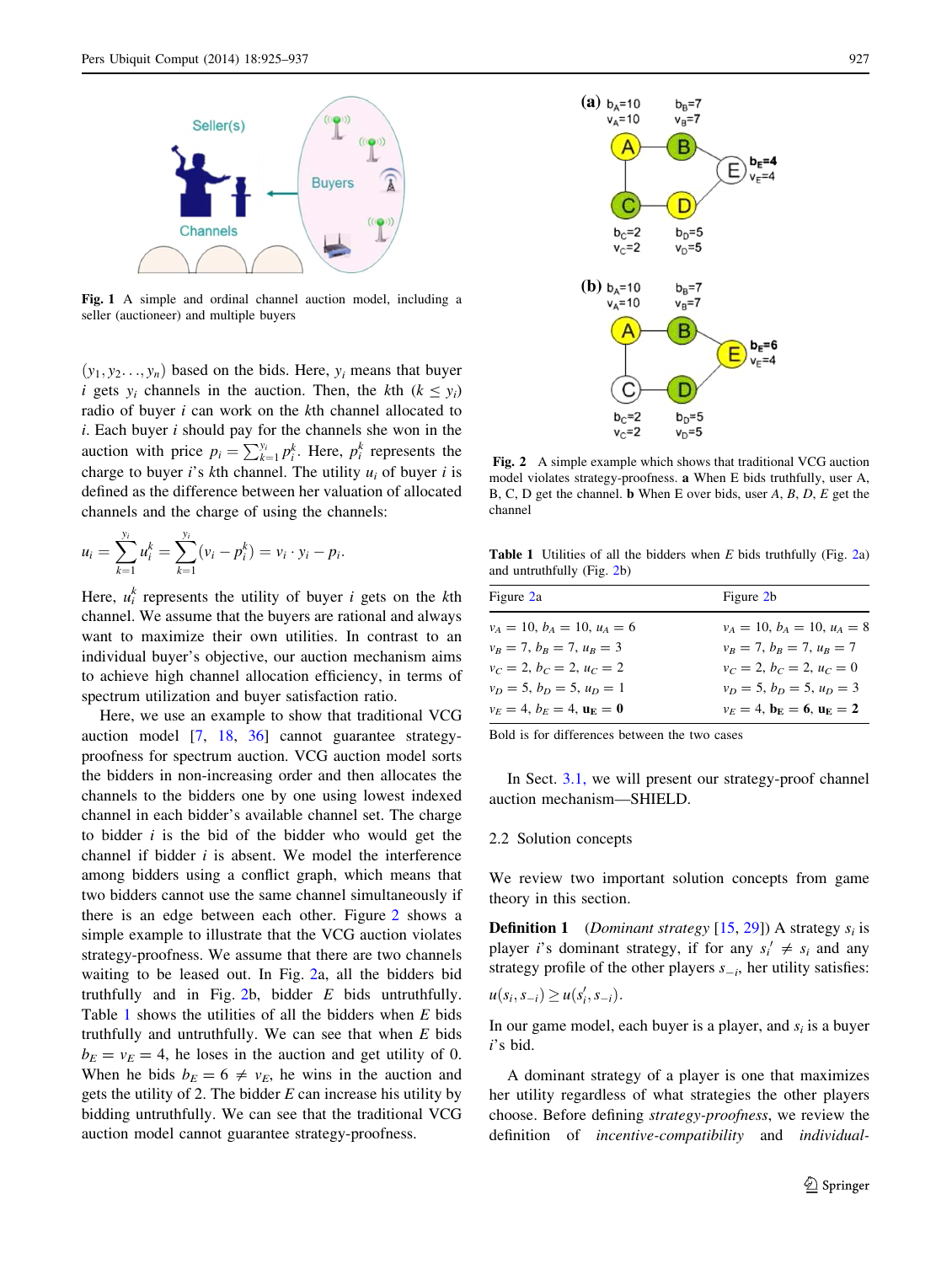**Fig. 1** A simple and ordinal channel auction model, including a seller (auctioneer) and multiple buyers

$(y_1, y_2..., y_n)$ based on the bids. Here, $y_i$ means that buyer $i$ gets $y_i$ channels in the auction. Then, the $k$th ($k \leq y_i$) radio of buyer $i$ can work on the $k$th channel allocated to $i$. Each buyer $i$ should pay for the channels she won in the auction with price $p_i = \sum_{k=1}^{y_i} p_i^k$. Here, $p_i^k$ represents the charge to buyer $i$'s $k$th channel. The utility $u_i$ of buyer $i$ is defined as the difference between her valuation of allocated channels and the charge of using the channels:

$$u_i = \sum_{k=1}^{y_i} u_i^k = \sum_{k=1}^{y_i} (v_i - p_i^k) = v_i \cdot y_i - p_i.$$

Here, $u_i^k$ represents the utility of buyer $i$ gets on the $k$th channel. We assume that the buyers are rational and always want to maximize their own utilities. In contrast to an individual buyer's objective, our auction mechanism aims to achieve high channel allocation efficiency, in terms of spectrum utilization and buyer satisfaction ratio.

Here, we use an example to show that traditional VCG auction model [7, 18, 36] cannot guarantee strategy-proofness for spectrum auction. VCG auction model sorts the bidders in non-increasing order and then allocates the channels to the bidders one by one using lowest indexed channel in each bidder's available channel set. The charge to bidder $i$ is the bid of the bidder who would get the channel if bidder $i$ is absent. We model the interference among bidders using a conflict graph, which means that two bidders cannot use the same channel simultaneously if there is an edge between each other. Figure 2 shows a simple example to illustrate that the VCG auction violates strategy-proofness. We assume that there are two channels waiting to be leased out. In Fig. 2a, all the bidders bid truthfully and in Fig. 2b, bidder $E$ bids untruthfully. Table 1 shows the utilities of all the bidders when $E$ bids truthfully and untruthfully. We can see that when $E$ bids $b_E = v_E = 4$, he loses in the auction and get utility of 0. When he bids $b_E = 6 \neq v_E$, he wins in the auction and gets the utility of 2. The bidder $E$ can increase his utility by bidding untruthfully. We can see that the traditional VCG auction model cannot guarantee strategy-proofness.

**Fig. 2** A simple example which shows that traditional VCG auction model violates strategy-proofness. **a** When E bids truthfully, user A, B, C, D get the channel. **b** When E over bids, user *A*, *B*, *D*, *E* get the channel

**Table 1** Utilities of all the bidders when $E$ bids truthfully (Fig. 2a) and untruthfully (Fig. 2b)

| Figure 2a | Figure 2b |
|---|---|
| $v_A = 10$, $b_A = 10$, $u_A = 6$ | $v_A = 10$, $b_A = 10$, $u_A = 8$ |
| $v_B = 7$, $b_B = 7$, $u_B = 3$ | $v_B = 7$, $b_B = 7$, $u_B = 7$ |
| $v_C = 2$, $b_C = 2$, $u_C = 2$ | $v_C = 2$, $b_C = 2$, $u_C = 0$ |
| $v_D = 5$, $b_D = 5$, $u_D = 1$ | $v_D = 5$, $b_D = 5$, $u_D = 3$ |
| $v_E = 4$, $b_E = 4$, $\mathbf{u_E = 0}$ | $v_E = 4$, $\mathbf{b_E = 6}$, $\mathbf{u_E = 2}$ |

Bold is for differences between the two cases

In Sect. 3.1, we will present our strategy-proof channel auction mechanism—SHIELD.

## 2.2 Solution concepts

We review two important solution concepts from game theory in this section.

**Definition 1** (*Dominant strategy* [15, 29]) A strategy $s_i$ is player $i$'s dominant strategy, if for any $s_i' \neq s_i$ and any strategy profile of the other players $s_{-i}$, her utility satisfies:

$u(s_i, s_{-i}) \geq u(s_i', s_{-i})$.

In our game model, each buyer is a player, and $s_i$ is a buyer $i$'s bid.

A dominant strategy of a player is one that maximizes her utility regardless of what strategies the other players choose. Before defining *strategy-proofness*, we review the definition of *incentive-compatibility* and *individual-*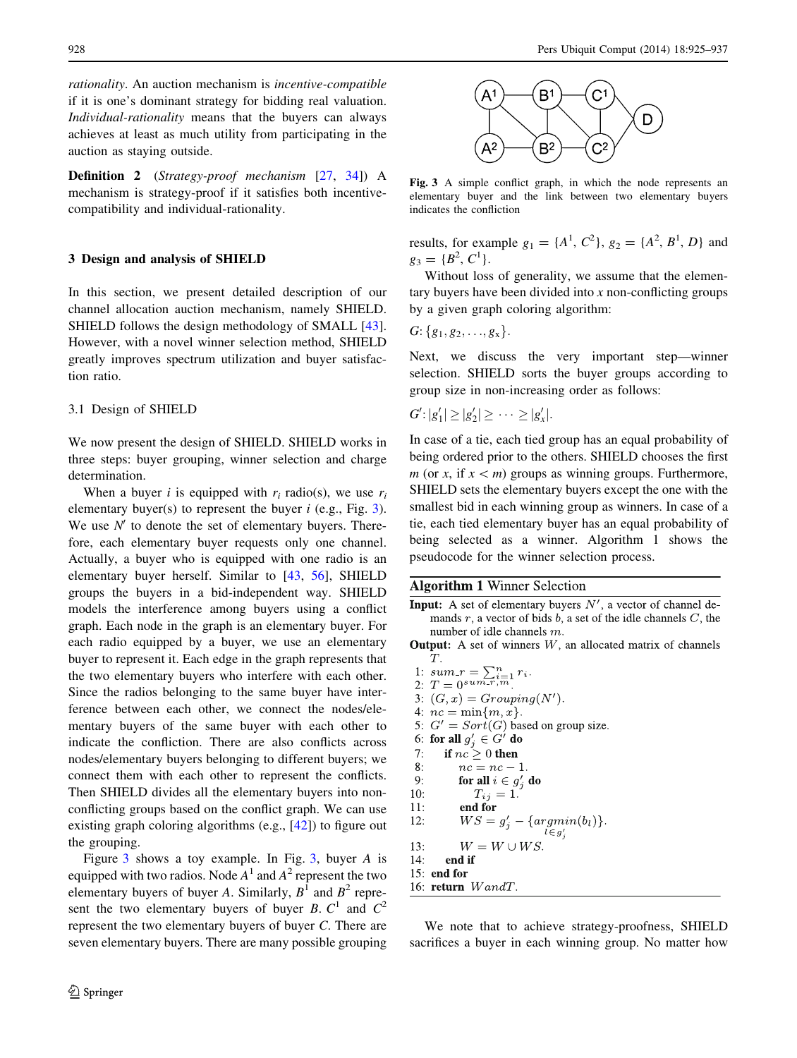*rationality*. An auction mechanism is *incentive-compatible* if it is one's dominant strategy for bidding real valuation. *Individual-rationality* means that the buyers can always achieves at least as much utility from participating in the auction as staying outside.

**Definition 2** (*Strategy-proof mechanism* [27, 34]) A mechanism is strategy-proof if it satisfies both incentive-compatibility and individual-rationality.

## 3 Design and analysis of SHIELD

In this section, we present detailed description of our channel allocation auction mechanism, namely SHIELD. SHIELD follows the design methodology of SMALL [43]. However, with a novel winner selection method, SHIELD greatly improves spectrum utilization and buyer satisfaction ratio.

### 3.1 Design of SHIELD

We now present the design of SHIELD. SHIELD works in three steps: buyer grouping, winner selection and charge determination.

When a buyer $i$ is equipped with $r_i$ radio(s), we use $r_i$ elementary buyer(s) to represent the buyer $i$ (e.g., Fig. 3). We use $N'$ to denote the set of elementary buyers. Therefore, each elementary buyer requests only one channel. Actually, a buyer who is equipped with one radio is an elementary buyer herself. Similar to [43, 56], SHIELD groups the buyers in a bid-independent way. SHIELD models the interference among buyers using a conflict graph. Each node in the graph is an elementary buyer. For each radio equipped by a buyer, we use an elementary buyer to represent it. Each edge in the graph represents that the two elementary buyers who interfere with each other. Since the radios belonging to the same buyer have interference between each other, we connect the nodes/elementary buyers of the same buyer with each other to indicate the confliction. There are also conflicts across nodes/elementary buyers belonging to different buyers; we connect them with each other to represent the conflicts. Then SHIELD divides all the elementary buyers into non-conflicting groups based on the conflict graph. We can use existing graph coloring algorithms (e.g., [42]) to figure out the grouping.

Figure 3 shows a toy example. In Fig. 3, buyer $A$ is equipped with two radios. Node $A^1$ and $A^2$ represent the two elementary buyers of buyer $A$. Similarly, $B^1$ and $B^2$ represent the two elementary buyers of buyer $B$. $C^1$ and $C^2$ represent the two elementary buyers of buyer $C$. There are seven elementary buyers. There are many possible grouping results, for example $g_1 = \{A^1, C^2\}$, $g_2 = \{A^2, B^1, D\}$ and $g_3 = \{B^2, C^1\}$.

**Fig. 3** A simple conflict graph, in which the node represents an elementary buyer and the link between two elementary buyers indicates the confliction

Without loss of generality, we assume that the elementary buyers have been divided into $x$ non-conflicting groups by a given graph coloring algorithm:

$G$: $\{g_1, g_2, \ldots, g_x\}$.

Next, we discuss the very important step—winner selection. SHIELD sorts the buyer groups according to group size in non-increasing order as follows:

$G'$: $|g'_1| \geq |g'_2| \geq \cdots \geq |g'_x|$.

In case of a tie, each tied group has an equal probability of being ordered prior to the others. SHIELD chooses the first $m$ (or $x$, if $x < m$) groups as winning groups. Furthermore, SHIELD sets the elementary buyers except the one with the smallest bid in each winning group as winners. In case of a tie, each tied elementary buyer has an equal probability of being selected as a winner. Algorithm 1 shows the pseudocode for the winner selection process.

**Algorithm 1** Winner Selection

**Input:** A set of elementary buyers $N'$, a vector of channel demands $r$, a vector of bids $b$, a set of the idle channels $C$, the number of idle channels $m$.

**Output:** A set of winners $W$, an allocated matrix of channels $T$.

```
1:  sum_r = Σ_{i=1}^{n} r_i.
2:  T = 0^{sum_r, m}.
3:  (G, x) = Grouping(N').
4:  nc = min{m, x}.
5:  G' = Sort(G) based on group size.
6:  for all g'_j ∈ G' do
7:      if nc ≥ 0 then
8:          nc = nc − 1.
9:          for all i ∈ g'_j do
10:             T_ij = 1.
11:         end for
12:         WS = g'_j − {argmin_{l∈g'_j}(b_l)}.
13:         W = W ∪ WS.
14:     end if
15: end for
16: return W and T.
```

We note that to achieve strategy-proofness, SHIELD sacrifices a buyer in each winning group. No matter how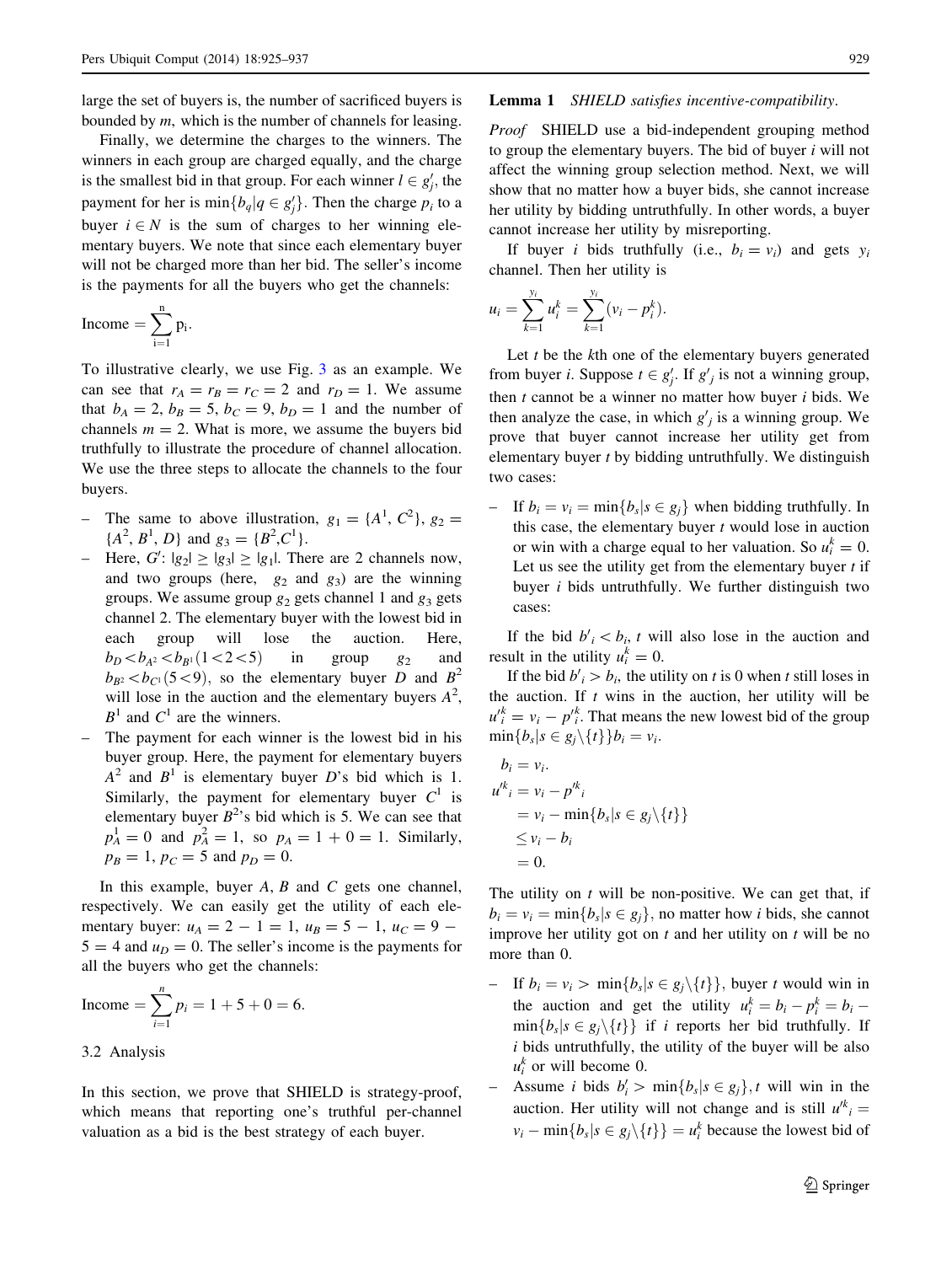large the set of buyers is, the number of sacrificed buyers is bounded by $m$, which is the number of channels for leasing.

Finally, we determine the charges to the winners. The winners in each group are charged equally, and the charge is the smallest bid in that group. For each winner $l \in g'_j$, the payment for her is $\min\{b_q | q \in g'_j\}$. Then the charge $p_i$ to a buyer $i \in N$ is the sum of charges to her winning elementary buyers. We note that since each elementary buyer will not be charged more than her bid. The seller's income is the payments for all the buyers who get the channels:

$$\text{Income} = \sum_{i=1}^{n} p_i.$$

To illustrative clearly, we use Fig. 3 as an example. We can see that $r_A = r_B = r_C = 2$ and $r_D = 1$. We assume that $b_A = 2$, $b_B = 5$, $b_C = 9$, $b_D = 1$ and the number of channels $m = 2$. What is more, we assume the buyers bid truthfully to illustrate the procedure of channel allocation. We use the three steps to allocate the channels to the four buyers.

- The same to above illustration, $g_1 = \{A^1, C^2\}$, $g_2 = \{A^2, B^1, D\}$ and $g_3 = \{B^2, C^1\}$.
- Here, $G'$: $|g_2| \geq |g_3| \geq |g_1|$. There are 2 channels now, and two groups (here, $g_2$ and $g_3$) are the winning groups. We assume group $g_2$ gets channel 1 and $g_3$ gets channel 2. The elementary buyer with the lowest bid in each group will lose the auction. Here, $b_D < b_{A^2} < b_{B^1} (1 < 2 < 5)$ in group $g_2$ and $b_{B^2} < b_{C^1} (5 < 9)$, so the elementary buyer $D$ and $B^2$ will lose in the auction and the elementary buyers $A^2$, $B^1$ and $C^1$ are the winners.
- The payment for each winner is the lowest bid in his buyer group. Here, the payment for elementary buyers $A^2$ and $B^1$ is elementary buyer $D$'s bid which is 1. Similarly, the payment for elementary buyer $C^1$ is elementary buyer $B^2$'s bid which is 5. We can see that $p_A^1 = 0$ and $p_A^2 = 1$, so $p_A = 1 + 0 = 1$. Similarly, $p_B = 1$, $p_C = 5$ and $p_D = 0$.

In this example, buyer $A$, $B$ and $C$ gets one channel, respectively. We can easily get the utility of each elementary buyer: $u_A = 2 - 1 = 1$, $u_B = 5 - 1$, $u_C = 9 - 5 = 4$ and $u_D = 0$. The seller's income is the payments for all the buyers who get the channels:

$$\text{Income} = \sum_{i=1}^{n} p_i = 1 + 5 + 0 = 6.$$

### 3.2 Analysis

In this section, we prove that SHIELD is strategy-proof, which means that reporting one's truthful per-channel valuation as a bid is the best strategy of each buyer.

**Lemma 1** *SHIELD satisfies incentive-compatibility.*

*Proof* SHIELD use a bid-independent grouping method to group the elementary buyers. The bid of buyer $i$ will not affect the winning group selection method. Next, we will show that no matter how a buyer bids, she cannot increase her utility by bidding untruthfully. In other words, a buyer cannot increase her utility by misreporting.

If buyer $i$ bids truthfully (i.e., $b_i = v_i$) and gets $y_i$ channel. Then her utility is

$$u_i = \sum_{k=1}^{y_i} u_i^k = \sum_{k=1}^{y_i} (v_i - p_i^k).$$

Let $t$ be the $k$th one of the elementary buyers generated from buyer $i$. Suppose $t \in g'_j$. If $g'_j$ is not a winning group, then $t$ cannot be a winner no matter how buyer $i$ bids. We then analyze the case, in which $g'_j$ is a winning group. We prove that buyer cannot increase her utility get from elementary buyer $t$ by bidding untruthfully. We distinguish two cases:

- If $b_i = v_i = \min\{b_s | s \in g_j\}$ when bidding truthfully. In this case, the elementary buyer $t$ would lose in auction or win with a charge equal to her valuation. So $u_i^k = 0$. Let us see the utility get from the elementary buyer $t$ if buyer $i$ bids untruthfully. We further distinguish two cases:

If the bid $b'_i < b_i$, $t$ will also lose in the auction and result in the utility $u_i^k = 0$.

If the bid $b'_i > b_i$, the utility on $t$ is 0 when $t$ still loses in the auction. If $t$ wins in the auction, her utility will be $u'^k_i = v_i - p'^k_i$. That means the new lowest bid of the group $\min\{b_s | s \in g_j \backslash \{t\}\} b_i = v_i$.

$$\begin{aligned}
b_i &= v_i. \\
u'^k_i &= v_i - p'^k_i \\
&= v_i - \min\{b_s | s \in g_j \backslash \{t\}\} \\
&\leq v_i - b_i \\
&= 0.
\end{aligned}$$

The utility on $t$ will be non-positive. We can get that, if $b_i = v_i = \min\{b_s | s \in g_j\}$, no matter how $i$ bids, she cannot improve her utility got on $t$ and her utility on $t$ will be no more than 0.

- If $b_i = v_i > \min\{b_s | s \in g_j \backslash \{t\}\}$, buyer $t$ would win in the auction and get the utility $u_i^k = b_i - p_i^k = b_i - \min\{b_s | s \in g_j \backslash \{t\}\}$ if $i$ reports her bid truthfully. If $i$ bids untruthfully, the utility of the buyer will be also $u_i^k$ or will become 0.
- Assume $i$ bids $b'_i > \min\{b_s | s \in g_j\}$, $t$ will win in the auction. Her utility will not change and is still $u'^k_i = v_i - \min\{b_s | s \in g_j \backslash \{t\}\} = u_i^k$ because the lowest bid of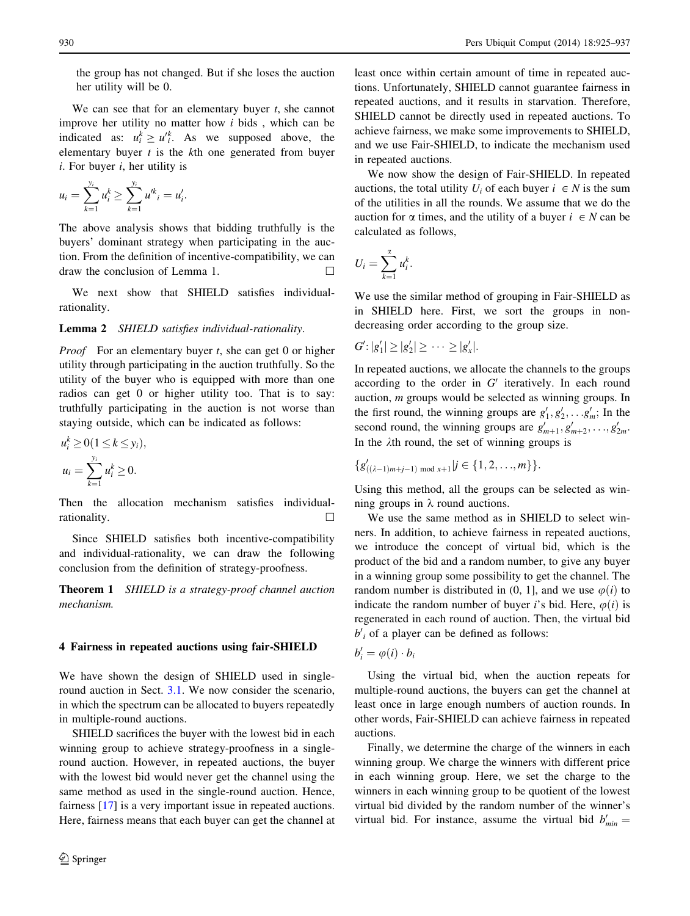the group has not changed. But if she loses the auction her utility will be 0.

We can see that for an elementary buyer $t$, she cannot improve her utility no matter how $i$ bids , which can be indicated as: $u_i^k \geq u'^k_i$. As we supposed above, the elementary buyer $t$ is the $k$th one generated from buyer $i$. For buyer $i$, her utility is

$$u_i = \sum_{k=1}^{y_i} u_i^k \geq \sum_{k=1}^{y_i} u'^k{}_i = u'_i.$$

The above analysis shows that bidding truthfully is the buyers' dominant strategy when participating in the auction. From the definition of incentive-compatibility, we can draw the conclusion of Lemma 1. □

We next show that SHIELD satisfies individual-rationality.

**Lemma 2** *SHIELD satisfies individual-rationality.*

*Proof* For an elementary buyer $t$, she can get 0 or higher utility through participating in the auction truthfully. So the utility of the buyer who is equipped with more than one radios can get 0 or higher utility too. That is to say: truthfully participating in the auction is not worse than staying outside, which can be indicated as follows:

$$u_i^k \geq 0 (1 \leq k \leq y_i),$$

$$u_i = \sum_{k=1}^{y_i} u_i^k \geq 0.$$

Then the allocation mechanism satisfies individual-rationality. □

Since SHIELD satisfies both incentive-compatibility and individual-rationality, we can draw the following conclusion from the definition of strategy-proofness.

**Theorem 1** *SHIELD is a strategy-proof channel auction mechanism.*

## 4 Fairness in repeated auctions using fair-SHIELD

We have shown the design of SHIELD used in single-round auction in Sect. 3.1. We now consider the scenario, in which the spectrum can be allocated to buyers repeatedly in multiple-round auctions.

SHIELD sacrifices the buyer with the lowest bid in each winning group to achieve strategy-proofness in a single-round auction. However, in repeated auctions, the buyer with the lowest bid would never get the channel using the same method as used in the single-round auction. Hence, fairness [17] is a very important issue in repeated auctions. Here, fairness means that each buyer can get the channel at least once within certain amount of time in repeated auctions. Unfortunately, SHIELD cannot guarantee fairness in repeated auctions, and it results in starvation. Therefore, SHIELD cannot be directly used in repeated auctions. To achieve fairness, we make some improvements to SHIELD, and we use Fair-SHIELD, to indicate the mechanism used in repeated auctions.

We now show the design of Fair-SHIELD. In repeated auctions, the total utility $U_i$ of each buyer $i \in N$ is the sum of the utilities in all the rounds. We assume that we do the auction for $\alpha$ times, and the utility of a buyer $i \in N$ can be calculated as follows,

$$U_i = \sum_{k=1}^{\alpha} u_i^k.$$

We use the similar method of grouping in Fair-SHIELD as in SHIELD here. First, we sort the groups in non-decreasing order according to the group size.

$$G' : |g'_1| \geq |g'_2| \geq \cdots \geq |g'_x|.$$

In repeated auctions, we allocate the channels to the groups according to the order in $G'$ iteratively. In each round auction, $m$ groups would be selected as winning groups. In the first round, the winning groups are $g'_1, g'_2, \ldots g'_m$; In the second round, the winning groups are $g'_{m+1}, g'_{m+2}, \ldots, g'_{2m}$. In the $\lambda$th round, the set of winning groups is

$$\{g'_{((\lambda-1)m+j-1) \bmod x+1} | j \in \{1, 2, \ldots, m\}\}.$$

Using this method, all the groups can be selected as winning groups in $\lambda$ round auctions.

We use the same method as in SHIELD to select winners. In addition, to achieve fairness in repeated auctions, we introduce the concept of virtual bid, which is the product of the bid and a random number, to give any buyer in a winning group some possibility to get the channel. The random number is distributed in (0, 1], and we use $\varphi(i)$ to indicate the random number of buyer $i$'s bid. Here, $\varphi(i)$ is regenerated in each round of auction. Then, the virtual bid $b'_i$ of a player can be defined as follows:

$$b'_i = \varphi(i) \cdot b_i$$

Using the virtual bid, when the auction repeats for multiple-round auctions, the buyers can get the channel at least once in large enough numbers of auction rounds. In other words, Fair-SHIELD can achieve fairness in repeated auctions.

Finally, we determine the charge of the winners in each winning group. We charge the winners with different price in each winning group. Here, we set the charge to the winners in each winning group to be quotient of the lowest virtual bid divided by the random number of the winner's virtual bid. For instance, assume the virtual bid $b'_{min} =$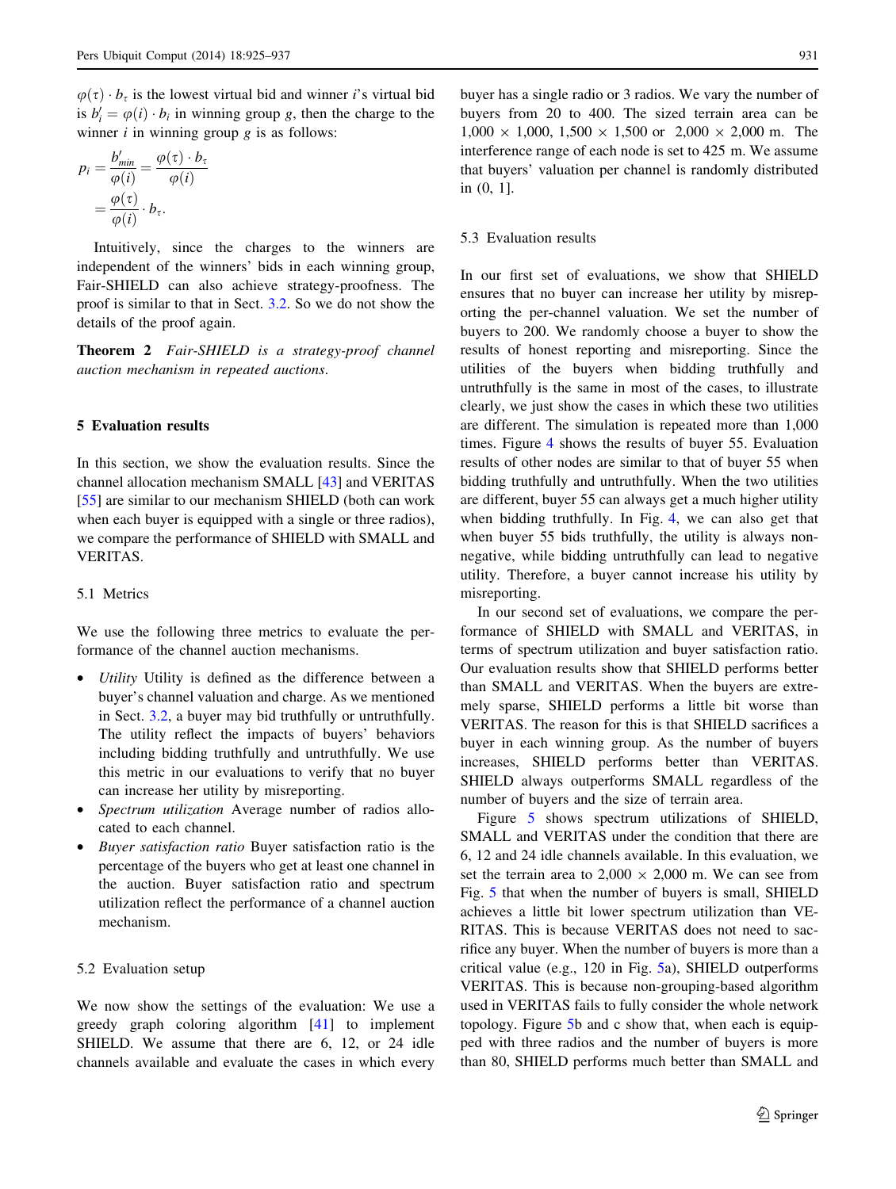$\varphi(\tau) \cdot b_\tau$ is the lowest virtual bid and winner $i$'s virtual bid is $b'_i = \varphi(i) \cdot b_i$ in winning group $g$, then the charge to the winner $i$ in winning group $g$ is as follows:

$$p_i = \frac{b'_{min}}{\varphi(i)} = \frac{\varphi(\tau) \cdot b_\tau}{\varphi(i)} = \frac{\varphi(\tau)}{\varphi(i)} \cdot b_\tau.$$

Intuitively, since the charges to the winners are independent of the winners' bids in each winning group, Fair-SHIELD can also achieve strategy-proofness. The proof is similar to that in Sect. 3.2. So we do not show the details of the proof again.

**Theorem 2** *Fair-SHIELD is a strategy-proof channel auction mechanism in repeated auctions.*

## 5 Evaluation results

In this section, we show the evaluation results. Since the channel allocation mechanism SMALL [43] and VERITAS [55] are similar to our mechanism SHIELD (both can work when each buyer is equipped with a single or three radios), we compare the performance of SHIELD with SMALL and VERITAS.

### 5.1 Metrics

We use the following three metrics to evaluate the performance of the channel auction mechanisms.

- *Utility* Utility is defined as the difference between a buyer's channel valuation and charge. As we mentioned in Sect. 3.2, a buyer may bid truthfully or untruthfully. The utility reflect the impacts of buyers' behaviors including bidding truthfully and untruthfully. We use this metric in our evaluations to verify that no buyer can increase her utility by misreporting.
- *Spectrum utilization* Average number of radios allocated to each channel.
- *Buyer satisfaction ratio* Buyer satisfaction ratio is the percentage of the buyers who get at least one channel in the auction. Buyer satisfaction ratio and spectrum utilization reflect the performance of a channel auction mechanism.

### 5.2 Evaluation setup

We now show the settings of the evaluation: We use a greedy graph coloring algorithm [41] to implement SHIELD. We assume that there are 6, 12, or 24 idle channels available and evaluate the cases in which every buyer has a single radio or 3 radios. We vary the number of buyers from 20 to 400. The sized terrain area can be $1{,}000 \times 1{,}000$, $1{,}500 \times 1{,}500$ or $2{,}000 \times 2{,}000$ m. The interference range of each node is set to 425 m. We assume that buyers' valuation per channel is randomly distributed in (0, 1].

### 5.3 Evaluation results

In our first set of evaluations, we show that SHIELD ensures that no buyer can increase her utility by misreporting the per-channel valuation. We set the number of buyers to 200. We randomly choose a buyer to show the results of honest reporting and misreporting. Since the utilities of the buyers when bidding truthfully and untruthfully is the same in most of the cases, to illustrate clearly, we just show the cases in which these two utilities are different. The simulation is repeated more than 1,000 times. Figure 4 shows the results of buyer 55. Evaluation results of other nodes are similar to that of buyer 55 when bidding truthfully and untruthfully. When the two utilities are different, buyer 55 can always get a much higher utility when bidding truthfully. In Fig. 4, we can also get that when buyer 55 bids truthfully, the utility is always non-negative, while bidding untruthfully can lead to negative utility. Therefore, a buyer cannot increase his utility by misreporting.

In our second set of evaluations, we compare the performance of SHIELD with SMALL and VERITAS, in terms of spectrum utilization and buyer satisfaction ratio. Our evaluation results show that SHIELD performs better than SMALL and VERITAS. When the buyers are extremely sparse, SHIELD performs a little bit worse than VERITAS. The reason for this is that SHIELD sacrifices a buyer in each winning group. As the number of buyers increases, SHIELD performs better than VERITAS. SHIELD always outperforms SMALL regardless of the number of buyers and the size of terrain area.

Figure 5 shows spectrum utilizations of SHIELD, SMALL and VERITAS under the condition that there are 6, 12 and 24 idle channels available. In this evaluation, we set the terrain area to $2{,}000 \times 2{,}000$ m. We can see from Fig. 5 that when the number of buyers is small, SHIELD achieves a little bit lower spectrum utilization than VERITAS. This is because VERITAS does not need to sacrifice any buyer. When the number of buyers is more than a critical value (e.g., 120 in Fig. 5a), SHIELD outperforms VERITAS. This is because non-grouping-based algorithm used in VERITAS fails to fully consider the whole network topology. Figure 5b and c show that, when each is equipped with three radios and the number of buyers is more than 80, SHIELD performs much better than SMALL and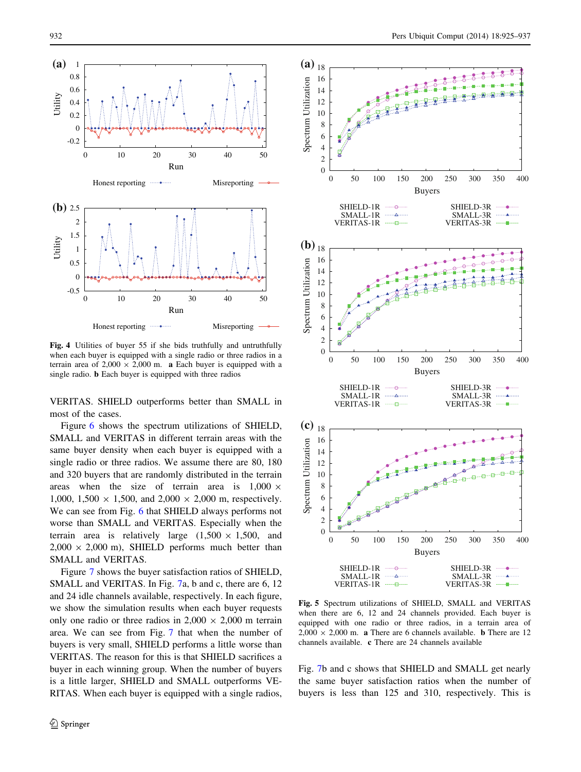Fig. 4 Utilities of buyer 55 if she bids truthfully and untruthfully when each buyer is equipped with a single radio or three radios in a terrain area of 2,000 × 2,000 m. **a** Each buyer is equipped with a single radio. **b** Each buyer is equipped with three radios

VERITAS. SHIELD outperforms better than SMALL in most of the cases.

Figure 6 shows the spectrum utilizations of SHIELD, SMALL and VERITAS in different terrain areas with the same buyer density when each buyer is equipped with a single radio or three radios. We assume there are 80, 180 and 320 buyers that are randomly distributed in the terrain areas when the size of terrain area is 1,000 × 1,000, 1,500 × 1,500, and 2,000 × 2,000 m, respectively. We can see from Fig. 6 that SHIELD always performs not worse than SMALL and VERITAS. Especially when the terrain area is relatively large (1,500 × 1,500, and 2,000 × 2,000 m), SHIELD performs much better than SMALL and VERITAS.

Figure 7 shows the buyer satisfaction ratios of SHIELD, SMALL and VERITAS. In Fig. 7a, b and c, there are 6, 12 and 24 idle channels available, respectively. In each figure, we show the simulation results when each buyer requests only one radio or three radios in 2,000 × 2,000 m terrain area. We can see from Fig. 7 that when the number of buyers is very small, SHIELD performs a little worse than VERITAS. The reason for this is that SHIELD sacrifices a buyer in each winning group. When the number of buyers is a little larger, SHIELD and SMALL outperform VERITAS. When each buyer is equipped with a single radios,

Fig. 5 Spectrum utilizations of SHIELD, SMALL and VERITAS when there are 6, 12 and 24 channels provided. Each buyer is equipped with one radio or three radios, in a terrain area of 2,000 × 2,000 m. **a** There are 6 channels available. **b** There are 12 channels available. **c** There are 24 channels available

Fig. 7b and c shows that SHIELD and SMALL get nearly the same buyer satisfaction ratios when the number of buyers is less than 125 and 310, respectively. This is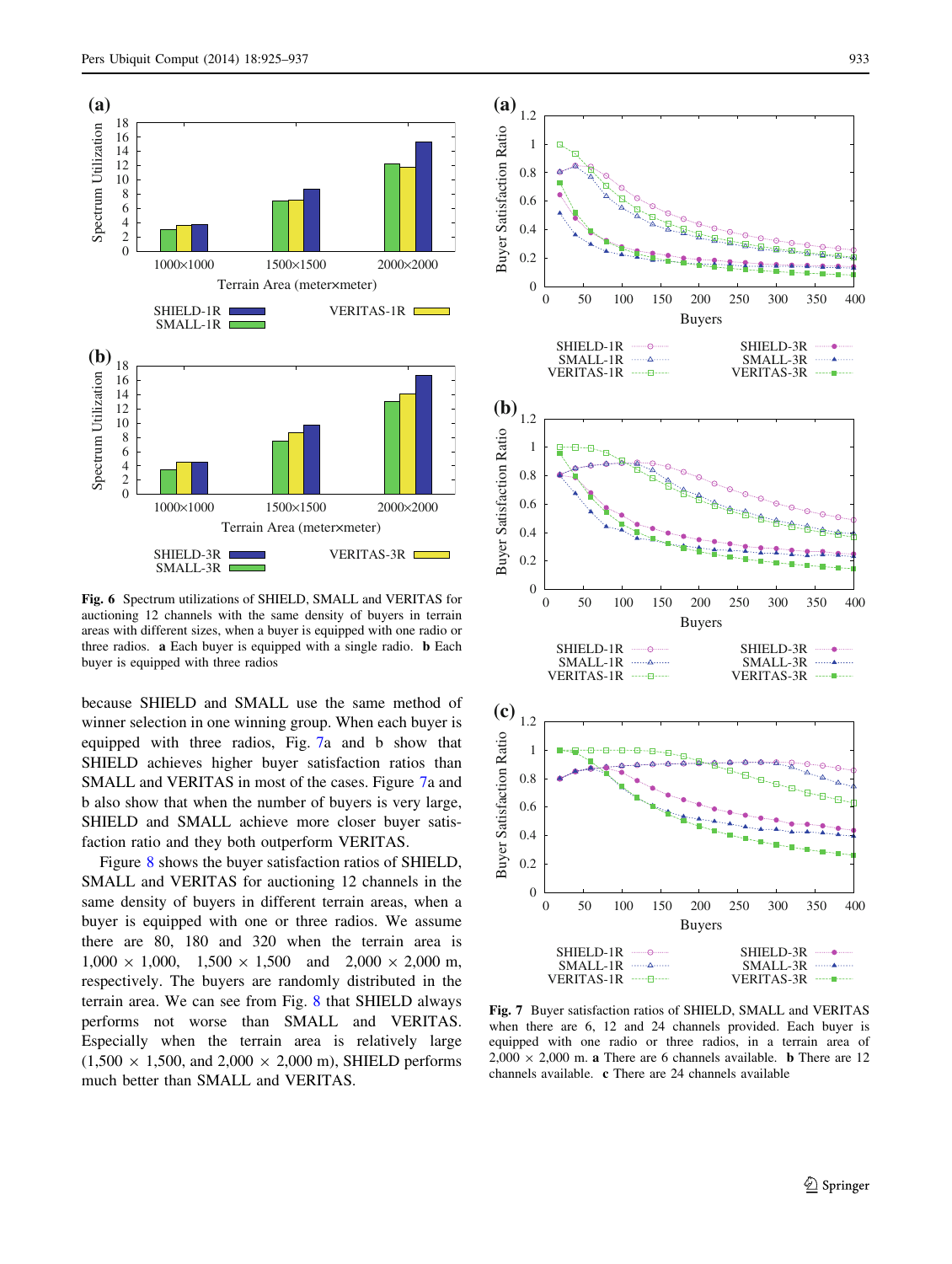Fig. 6 Spectrum utilizations of SHIELD, SMALL and VERITAS for auctioning 12 channels with the same density of buyers in terrain areas with different sizes, when a buyer is equipped with one radio or three radios. **a** Each buyer is equipped with a single radio. **b** Each buyer is equipped with three radios

because SHIELD and SMALL use the same method of winner selection in one winning group. When each buyer is equipped with three radios, Fig. 7a and b show that SHIELD achieves higher buyer satisfaction ratios than SMALL and VERITAS in most of the cases. Figure 7a and b also show that when the number of buyers is very large, SHIELD and SMALL achieve more closer buyer satisfaction ratio and they both outperform VERITAS.

Figure 8 shows the buyer satisfaction ratios of SHIELD, SMALL and VERITAS for auctioning 12 channels in the same density of buyers in different terrain areas, when a buyer is equipped with one or three radios. We assume there are 80, 180 and 320 when the terrain area is $1{,}000 \times 1{,}000$, $1{,}500 \times 1{,}500$ and $2{,}000 \times 2{,}000$ m, respectively. The buyers are randomly distributed in the terrain area. We can see from Fig. 8 that SHIELD always performs not worse than SMALL and VERITAS. Especially when the terrain area is relatively large ($1{,}500 \times 1{,}500$, and $2{,}000 \times 2{,}000$ m), SHIELD performs much better than SMALL and VERITAS.

Fig. 7 Buyer satisfaction ratios of SHIELD, SMALL and VERITAS when there are 6, 12 and 24 channels provided. Each buyer is equipped with one radio or three radios, in a terrain area of $2{,}000 \times 2{,}000$ m. **a** There are 6 channels available. **b** There are 12 channels available. **c** There are 24 channels available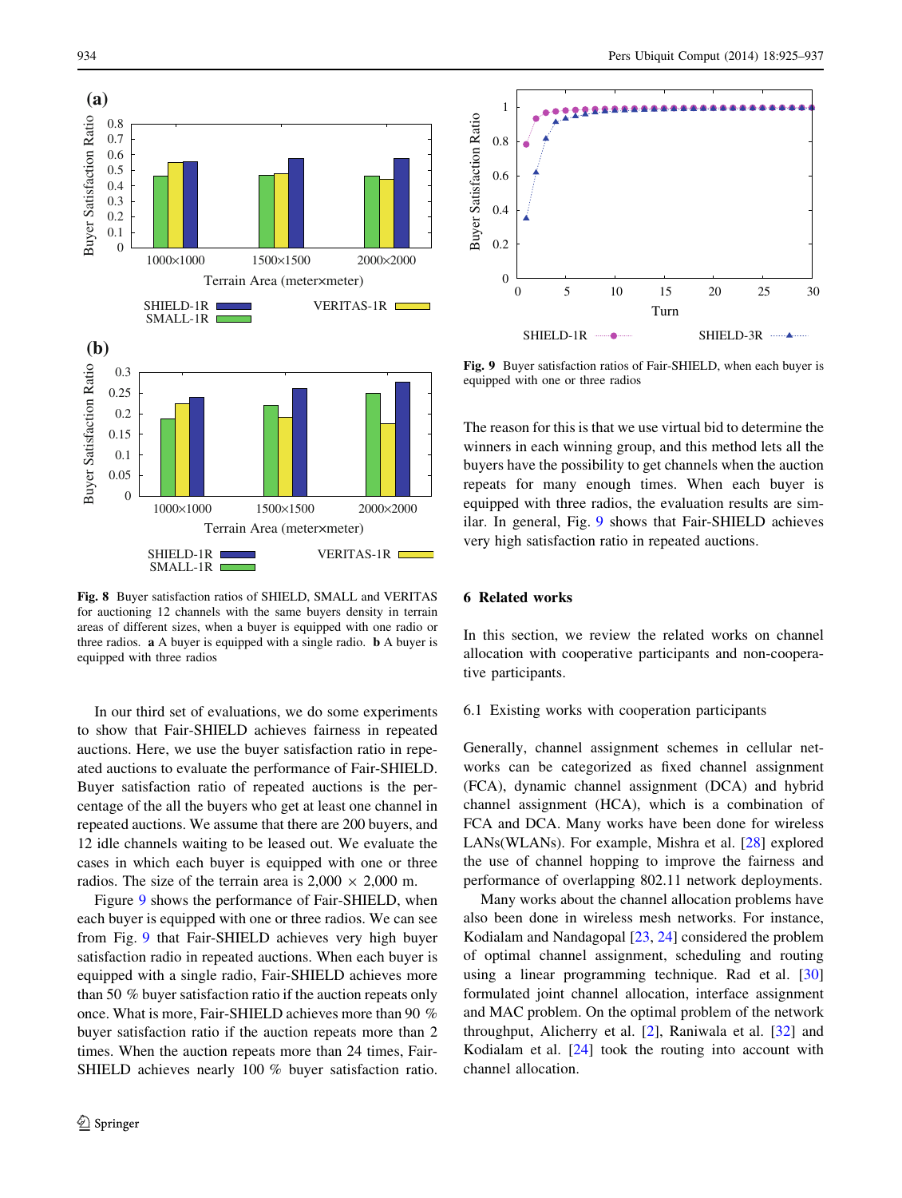Fig. 8 Buyer satisfaction ratios of SHIELD, SMALL and VERITAS for auctioning 12 channels with the same buyers density in terrain areas of different sizes, when a buyer is equipped with one radio or three radios. **a** A buyer is equipped with a single radio. **b** A buyer is equipped with three radios

In our third set of evaluations, we do some experiments to show that Fair-SHIELD achieves fairness in repeated auctions. Here, we use the buyer satisfaction ratio in repeated auctions to evaluate the performance of Fair-SHIELD. Buyer satisfaction ratio of repeated auctions is the percentage of the all the buyers who get at least one channel in repeated auctions. We assume that there are 200 buyers, and 12 idle channels waiting to be leased out. We evaluate the cases in which each buyer is equipped with one or three radios. The size of the terrain area is $2{,}000 \times 2{,}000$ m.

Figure 9 shows the performance of Fair-SHIELD, when each buyer is equipped with one or three radios. We can see from Fig. 9 that Fair-SHIELD achieves very high buyer satisfaction radio in repeated auctions. When each buyer is equipped with a single radio, Fair-SHIELD achieves more than 50 % buyer satisfaction ratio if the auction repeats only once. What is more, Fair-SHIELD achieves more than 90 % buyer satisfaction ratio if the auction repeats more than 2 times. When the auction repeats more than 24 times, Fair-SHIELD achieves nearly 100 % buyer satisfaction ratio.

Fig. 9 Buyer satisfaction ratios of Fair-SHIELD, when each buyer is equipped with one or three radios

The reason for this is that we use virtual bid to determine the winners in each winning group, and this method lets all the buyers have the possibility to get channels when the auction repeats for many enough times. When each buyer is equipped with three radios, the evaluation results are similar. In general, Fig. 9 shows that Fair-SHIELD achieves very high satisfaction ratio in repeated auctions.

## 6 Related works

In this section, we review the related works on channel allocation with cooperative participants and non-cooperative participants.

### 6.1 Existing works with cooperation participants

Generally, channel assignment schemes in cellular networks can be categorized as fixed channel assignment (FCA), dynamic channel assignment (DCA) and hybrid channel assignment (HCA), which is a combination of FCA and DCA. Many works have been done for wireless LANs(WLANs). For example, Mishra et al. [28] explored the use of channel hopping to improve the fairness and performance of overlapping 802.11 network deployments.

Many works about the channel allocation problems have also been done in wireless mesh networks. For instance, Kodialam and Nandagopal [23, 24] considered the problem of optimal channel assignment, scheduling and routing using a linear programming technique. Rad et al. [30] formulated joint channel allocation, interface assignment and MAC problem. On the optimal problem of the network throughput, Alicherry et al. [2], Raniwala et al. [32] and Kodialam et al. [24] took the routing into account with channel allocation.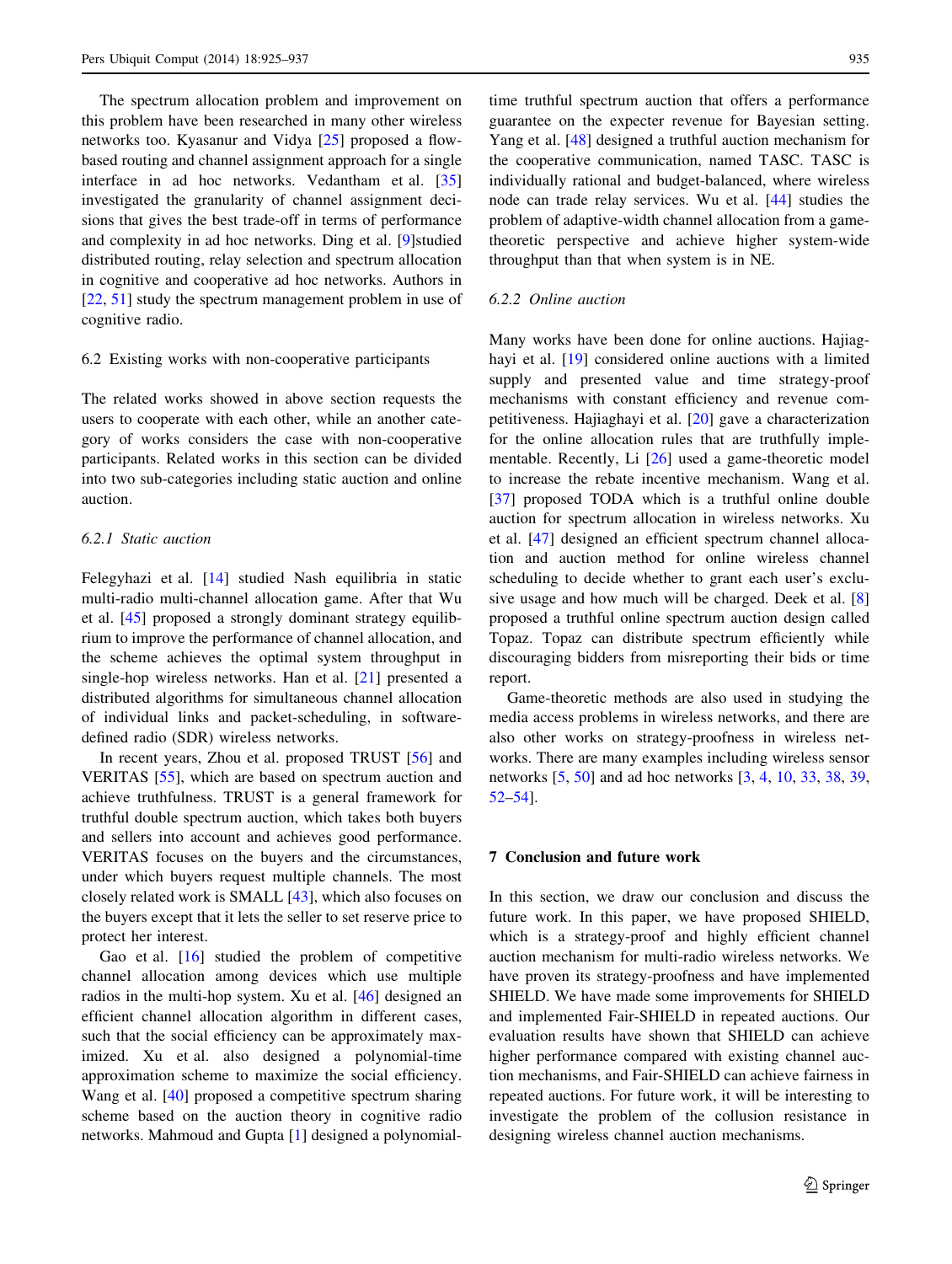The spectrum allocation problem and improvement on this problem have been researched in many other wireless networks too. Kyasanur and Vidya [25] proposed a flow-based routing and channel assignment approach for a single interface in ad hoc networks. Vedantham et al. [35] investigated the granularity of channel assignment decisions that gives the best trade-off in terms of performance and complexity in ad hoc networks. Ding et al. [9]studied distributed routing, relay selection and spectrum allocation in cognitive and cooperative ad hoc networks. Authors in [22, 51] study the spectrum management problem in use of cognitive radio.

## 6.2 Existing works with non-cooperative participants

The related works showed in above section requests the users to cooperate with each other, while an another category of works considers the case with non-cooperative participants. Related works in this section can be divided into two sub-categories including static auction and online auction.

### 6.2.1 *Static auction*

Felegyhazi et al. [14] studied Nash equilibria in static multi-radio multi-channel allocation game. After that Wu et al. [45] proposed a strongly dominant strategy equilibrium to improve the performance of channel allocation, and the scheme achieves the optimal system throughput in single-hop wireless networks. Han et al. [21] presented a distributed algorithms for simultaneous channel allocation of individual links and packet-scheduling, in software-defined radio (SDR) wireless networks.

In recent years, Zhou et al. proposed TRUST [56] and VERITAS [55], which are based on spectrum auction and achieve truthfulness. TRUST is a general framework for truthful double spectrum auction, which takes both buyers and sellers into account and achieves good performance. VERITAS focuses on the buyers and the circumstances, under which buyers request multiple channels. The most closely related work is SMALL [43], which also focuses on the buyers except that it lets the seller to set reserve price to protect her interest.

Gao et al. [16] studied the problem of competitive channel allocation among devices which use multiple radios in the multi-hop system. Xu et al. [46] designed an efficient channel allocation algorithm in different cases, such that the social efficiency can be approximately maximized. Xu et al. also designed a polynomial-time approximation scheme to maximize the social efficiency. Wang et al. [40] proposed a competitive spectrum sharing scheme based on the auction theory in cognitive radio networks. Mahmoud and Gupta [1] designed a polynomial-time truthful spectrum auction that offers a performance guarantee on the expecter revenue for Bayesian setting. Yang et al. [48] designed a truthful auction mechanism for the cooperative communication, named TASC. TASC is individually rational and budget-balanced, where wireless node can trade relay services. Wu et al. [44] studies the problem of adaptive-width channel allocation from a game-theoretic perspective and achieve higher system-wide throughput than that when system is in NE.

### 6.2.2 *Online auction*

Many works have been done for online auctions. Hajiaghayi et al. [19] considered online auctions with a limited supply and presented value and time strategy-proof mechanisms with constant efficiency and revenue competitiveness. Hajiaghayi et al. [20] gave a characterization for the online allocation rules that are truthfully implementable. Recently, Li [26] used a game-theoretic model to increase the rebate incentive mechanism. Wang et al. [37] proposed TODA which is a truthful online double auction for spectrum allocation in wireless networks. Xu et al. [47] designed an efficient spectrum channel allocation and auction method for online wireless channel scheduling to decide whether to grant each user's exclusive usage and how much will be charged. Deek et al. [8] proposed a truthful online spectrum auction design called Topaz. Topaz can distribute spectrum efficiently while discouraging bidders from misreporting their bids or time report.

Game-theoretic methods are also used in studying the media access problems in wireless networks, and there are also other works on strategy-proofness in wireless networks. There are many examples including wireless sensor networks [5, 50] and ad hoc networks [3, 4, 10, 33, 38, 39, 52–54].

# 7 Conclusion and future work

In this section, we draw our conclusion and discuss the future work. In this paper, we have proposed SHIELD, which is a strategy-proof and highly efficient channel auction mechanism for multi-radio wireless networks. We have proven its strategy-proofness and have implemented SHIELD. We have made some improvements for SHIELD and implemented Fair-SHIELD in repeated auctions. Our evaluation results have shown that SHIELD can achieve higher performance compared with existing channel auction mechanisms, and Fair-SHIELD can achieve fairness in repeated auctions. For future work, it will be interesting to investigate the problem of the collusion resistance in designing wireless channel auction mechanisms.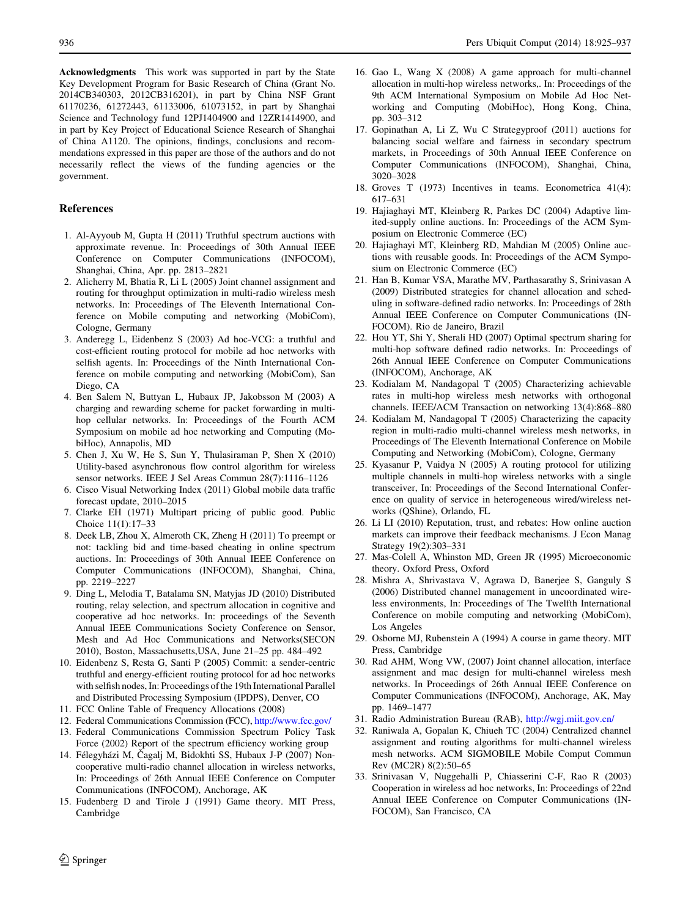**Acknowledgments** This work was supported in part by the State Key Development Program for Basic Research of China (Grant No. 2014CB340303, 2012CB316201), in part by China NSF Grant 61170236, 61272443, 61133006, 61073152, in part by Shanghai Science and Technology fund 12PJ1404900 and 12ZR1414900, and in part by Key Project of Educational Science Research of Shanghai of China A1120. The opinions, findings, conclusions and recommendations expressed in this paper are those of the authors and do not necessarily reflect the views of the funding agencies or the government.

## References

1. Al-Ayyoub M, Gupta H (2011) Truthful spectrum auctions with approximate revenue. In: Proceedings of 30th Annual IEEE Conference on Computer Communications (INFOCOM), Shanghai, China, Apr. pp. 2813–2821
2. Alicherry M, Bhatia R, Li L (2005) Joint channel assignment and routing for throughput optimization in multi-radio wireless mesh networks. In: Proceedings of The Eleventh International Conference on Mobile computing and networking (MobiCom), Cologne, Germany
3. Anderegg L, Eidenbenz S (2003) Ad hoc-VCG: a truthful and cost-efficient routing protocol for mobile ad hoc networks with selfish agents. In: Proceedings of the Ninth International Conference on mobile computing and networking (MobiCom), San Diego, CA
4. Ben Salem N, Buttyan L, Hubaux JP, Jakobsson M (2003) A charging and rewarding scheme for packet forwarding in multi-hop cellular networks. In: Proceedings of the Fourth ACM Symposium on mobile ad hoc networking and Computing (MobiHoc), Annapolis, MD
5. Chen J, Xu W, He S, Sun Y, Thulasiraman P, Shen X (2010) Utility-based asynchronous flow control algorithm for wireless sensor networks. IEEE J Sel Areas Commun 28(7):1116–1126
6. Cisco Visual Networking Index (2011) Global mobile data traffic forecast update, 2010–2015
7. Clarke EH (1971) Multipart pricing of public good. Public Choice 11(1):17–33
8. Deek LB, Zhou X, Almeroth CK, Zheng H (2011) To preempt or not: tackling bid and time-based cheating in online spectrum auctions. In: Proceedings of 30th Annual IEEE Conference on Computer Communications (INFOCOM), Shanghai, China, pp. 2219–2227
9. Ding L, Melodia T, Batalama SN, Matyjas JD (2010) Distributed routing, relay selection, and spectrum allocation in cognitive and cooperative ad hoc networks. In: proceedings of the Seventh Annual IEEE Communications Society Conference on Sensor, Mesh and Ad Hoc Communications and Networks(SECON 2010), Boston, Massachusetts,USA, June 21–25 pp. 484–492
10. Eidenbenz S, Resta G, Santi P (2005) Commit: a sender-centric truthful and energy-efficient routing protocol for ad hoc networks with selfish nodes, In: Proceedings of the 19th International Parallel and Distributed Processing Symposium (IPDPS), Denver, CO
11. FCC Online Table of Frequency Allocations (2008)
12. Federal Communications Commission (FCC), http://www.fcc.gov/
13. Federal Communications Commission Spectrum Policy Task Force (2002) Report of the spectrum efficiency working group
14. Félegyházi M, Čagalj M, Bidokhti SS, Hubaux J-P (2007) Non-cooperative multi-radio channel allocation in wireless networks, In: Proceedings of 26th Annual IEEE Conference on Computer Communications (INFOCOM), Anchorage, AK
15. Fudenberg D and Tirole J (1991) Game theory. MIT Press, Cambridge
16. Gao L, Wang X (2008) A game approach for multi-channel allocation in multi-hop wireless networks,. In: Proceedings of the 9th ACM International Symposium on Mobile Ad Hoc Networking and Computing (MobiHoc), Hong Kong, China, pp. 303–312
17. Gopinathan A, Li Z, Wu C Strategyproof (2011) auctions for balancing social welfare and fairness in secondary spectrum markets, in Proceedings of 30th Annual IEEE Conference on Computer Communications (INFOCOM), Shanghai, China, 3020–3028
18. Groves T (1973) Incentives in teams. Econometrica 41(4): 617–631
19. Hajiaghayi MT, Kleinberg R, Parkes DC (2004) Adaptive limited-supply online auctions. In: Proceedings of the ACM Symposium on Electronic Commerce (EC)
20. Hajiaghayi MT, Kleinberg RD, Mahdian M (2005) Online auctions with reusable goods. In: Proceedings of the ACM Symposium on Electronic Commerce (EC)
21. Han B, Kumar VSA, Marathe MV, Parthasarathy S, Srinivasan A (2009) Distributed strategies for channel allocation and scheduling in software-defined radio networks. In: Proceedings of 28th Annual IEEE Conference on Computer Communications (INFOCOM). Rio de Janeiro, Brazil
22. Hou YT, Shi Y, Sherali HD (2007) Optimal spectrum sharing for multi-hop software defined radio networks. In: Proceedings of 26th Annual IEEE Conference on Computer Communications (INFOCOM), Anchorage, AK
23. Kodialam M, Nandagopal T (2005) Characterizing achievable rates in multi-hop wireless mesh networks with orthogonal channels. IEEE/ACM Transaction on networking 13(4):868–880
24. Kodialam M, Nandagopal T (2005) Characterizing the capacity region in multi-radio multi-channel wireless mesh networks, in Proceedings of The Eleventh International Conference on Mobile Computing and Networking (MobiCom), Cologne, Germany
25. Kyasanur P, Vaidya N (2005) A routing protocol for utilizing multiple channels in multi-hop wireless networks with a single transceiver, In: Proceedings of the Second International Conference on quality of service in heterogeneous wired/wireless networks (QShine), Orlando, FL
26. Li LI (2010) Reputation, trust, and rebates: How online auction markets can improve their feedback mechanisms. J Econ Manag Strategy 19(2):303–331
27. Mas-Colell A, Whinston MD, Green JR (1995) Microeconomic theory. Oxford Press, Oxford
28. Mishra A, Shrivastava V, Agrawa D, Banerjee S, Ganguly S (2006) Distributed channel management in uncoordinated wireless environments, In: Proceedings of The Twelfth International Conference on mobile computing and networking (MobiCom), Los Angeles
29. Osborne MJ, Rubenstein A (1994) A course in game theory. MIT Press, Cambridge
30. Rad AHM, Wong VW, (2007) Joint channel allocation, interface assignment and mac design for multi-channel wireless mesh networks. In Proceedings of 26th Annual IEEE Conference on Computer Communications (INFOCOM), Anchorage, AK, May pp. 1469–1477
31. Radio Administration Bureau (RAB), http://wgj.miit.gov.cn/
32. Raniwala A, Gopalan K, Chiueh TC (2004) Centralized channel assignment and routing algorithms for multi-channel wireless mesh networks. ACM SIGMOBILE Mobile Comput Commun Rev (MC2R) 8(2):50–65
33. Srinivasan V, Nuggehalli P, Chiasserini C-F, Rao R (2003) Cooperation in wireless ad hoc networks, In: Proceedings of 22nd Annual IEEE Conference on Computer Communications (INFOCOM), San Francisco, CA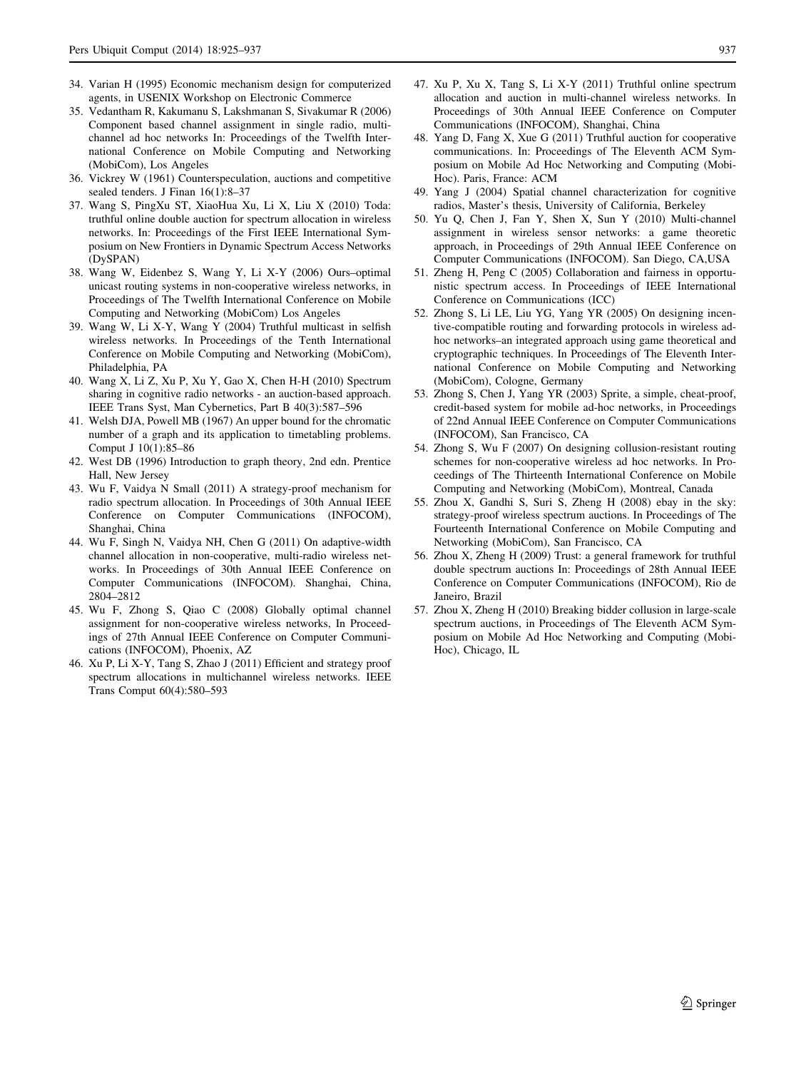34. Varian H (1995) Economic mechanism design for computerized agents, in USENIX Workshop on Electronic Commerce
35. Vedantham R, Kakumanu S, Lakshmanan S, Sivakumar R (2006) Component based channel assignment in single radio, multi-channel ad hoc networks In: Proceedings of the Twelfth International Conference on Mobile Computing and Networking (MobiCom), Los Angeles
36. Vickrey W (1961) Counterspeculation, auctions and competitive sealed tenders. J Finan 16(1):8–37
37. Wang S, PingXu ST, XiaoHua Xu, Li X, Liu X (2010) Toda: truthful online double auction for spectrum allocation in wireless networks. In: Proceedings of the First IEEE International Symposium on New Frontiers in Dynamic Spectrum Access Networks (DySPAN)
38. Wang W, Eidenbez S, Wang Y, Li X-Y (2006) Ours–optimal unicast routing systems in non-cooperative wireless networks, in Proceedings of The Twelfth International Conference on Mobile Computing and Networking (MobiCom) Los Angeles
39. Wang W, Li X-Y, Wang Y (2004) Truthful multicast in selfish wireless networks. In Proceedings of the Tenth International Conference on Mobile Computing and Networking (MobiCom), Philadelphia, PA
40. Wang X, Li Z, Xu P, Xu Y, Gao X, Chen H-H (2010) Spectrum sharing in cognitive radio networks - an auction-based approach. IEEE Trans Syst, Man Cybernetics, Part B 40(3):587–596
41. Welsh DJA, Powell MB (1967) An upper bound for the chromatic number of a graph and its application to timetabling problems. Comput J 10(1):85–86
42. West DB (1996) Introduction to graph theory, 2nd edn. Prentice Hall, New Jersey
43. Wu F, Vaidya N Small (2011) A strategy-proof mechanism for radio spectrum allocation. In Proceedings of 30th Annual IEEE Conference on Computer Communications (INFOCOM), Shanghai, China
44. Wu F, Singh N, Vaidya NH, Chen G (2011) On adaptive-width channel allocation in non-cooperative, multi-radio wireless networks. In Proceedings of 30th Annual IEEE Conference on Computer Communications (INFOCOM). Shanghai, China, 2804–2812
45. Wu F, Zhong S, Qiao C (2008) Globally optimal channel assignment for non-cooperative wireless networks, In Proceedings of 27th Annual IEEE Conference on Computer Communications (INFOCOM), Phoenix, AZ
46. Xu P, Li X-Y, Tang S, Zhao J (2011) Efficient and strategy proof spectrum allocations in multichannel wireless networks. IEEE Trans Comput 60(4):580–593
47. Xu P, Xu X, Tang S, Li X-Y (2011) Truthful online spectrum allocation and auction in multi-channel wireless networks. In Proceedings of 30th Annual IEEE Conference on Computer Communications (INFOCOM), Shanghai, China
48. Yang D, Fang X, Xue G (2011) Truthful auction for cooperative communications. In: Proceedings of The Eleventh ACM Symposium on Mobile Ad Hoc Networking and Computing (Mobi-Hoc). Paris, France: ACM
49. Yang J (2004) Spatial channel characterization for cognitive radios, Master's thesis, University of California, Berkeley
50. Yu Q, Chen J, Fan Y, Shen X, Sun Y (2010) Multi-channel assignment in wireless sensor networks: a game theoretic approach, in Proceedings of 29th Annual IEEE Conference on Computer Communications (INFOCOM). San Diego, CA,USA
51. Zheng H, Peng C (2005) Collaboration and fairness in opportunistic spectrum access. In Proceedings of IEEE International Conference on Communications (ICC)
52. Zhong S, Li LE, Liu YG, Yang YR (2005) On designing incentive-compatible routing and forwarding protocols in wireless ad-hoc networks–an integrated approach using game theoretical and cryptographic techniques. In Proceedings of The Eleventh International Conference on Mobile Computing and Networking (MobiCom), Cologne, Germany
53. Zhong S, Chen J, Yang YR (2003) Sprite, a simple, cheat-proof, credit-based system for mobile ad-hoc networks, in Proceedings of 22nd Annual IEEE Conference on Computer Communications (INFOCOM), San Francisco, CA
54. Zhong S, Wu F (2007) On designing collusion-resistant routing schemes for non-cooperative wireless ad hoc networks. In Proceedings of The Thirteenth International Conference on Mobile Computing and Networking (MobiCom), Montreal, Canada
55. Zhou X, Gandhi S, Suri S, Zheng H (2008) ebay in the sky: strategy-proof wireless spectrum auctions. In Proceedings of The Fourteenth International Conference on Mobile Computing and Networking (MobiCom), San Francisco, CA
56. Zhou X, Zheng H (2009) Trust: a general framework for truthful double spectrum auctions In: Proceedings of 28th Annual IEEE Conference on Computer Communications (INFOCOM), Rio de Janeiro, Brazil
57. Zhou X, Zheng H (2010) Breaking bidder collusion in large-scale spectrum auctions, in Proceedings of The Eleventh ACM Symposium on Mobile Ad Hoc Networking and Computing (Mobi-Hoc), Chicago, IL